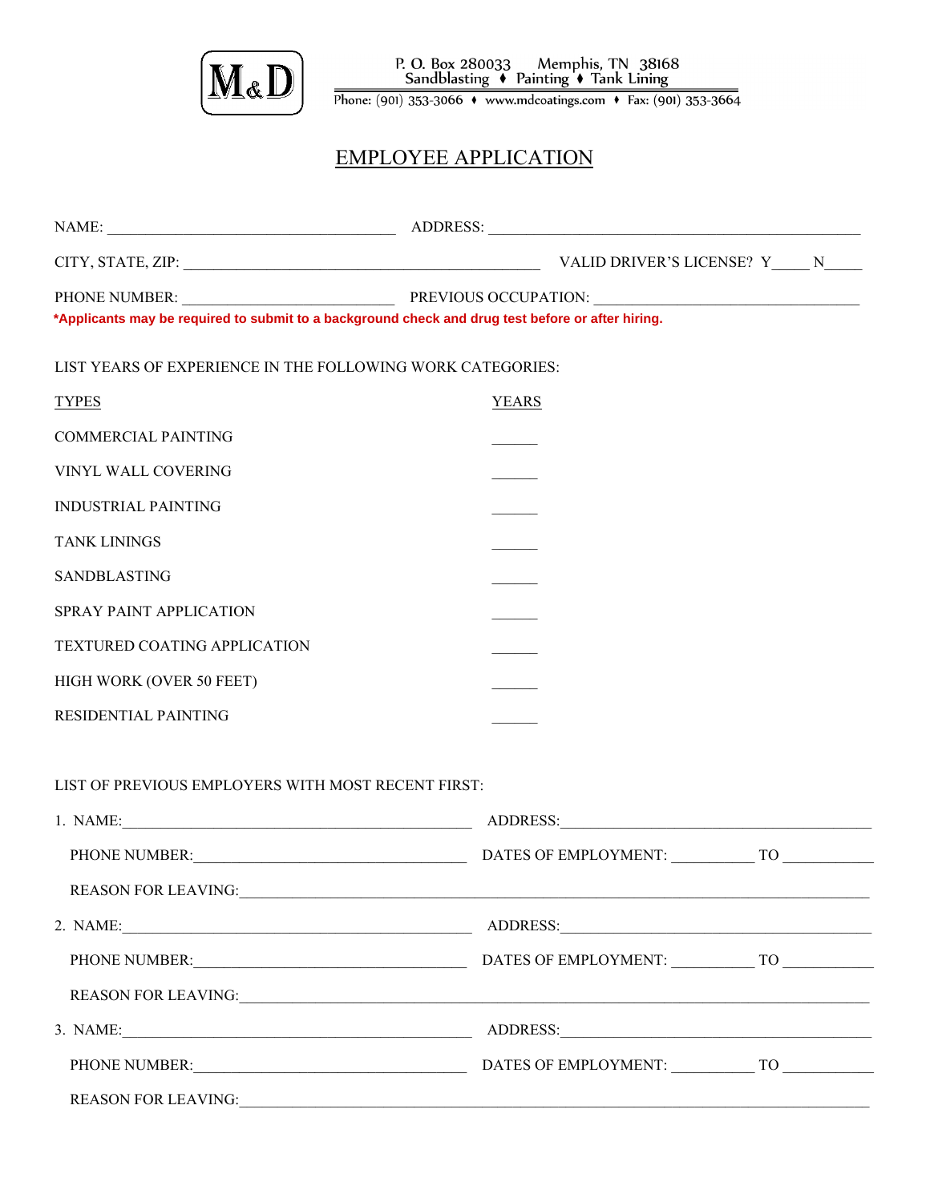M&D

P. O. Box 280033 Memphis, TN 38168
Sandblasting ♦ Painting ♦ Tank Lining
Phone: (901) 353-3066 ♦ www.mdcoatings.com ♦ Fax: (901) 353-3664

# EMPLOYEE APPLICATION

NAME: ____________________________________ ADDRESS: ______________________________________________

CITY, STATE, ZIP: ____________________________________________ VALID DRIVER'S LICENSE? Y_____ N_____

PHONE NUMBER: __________________________ PREVIOUS OCCUPATION: __________________________________

**\*Applicants may be required to submit to a background check and drug test before or after hiring.**

LIST YEARS OF EXPERIENCE IN THE FOLLOWING WORK CATEGORIES:

| TYPES | YEARS |
| --- | --- |
| COMMERCIAL PAINTING | ______ |
| VINYL WALL COVERING | ______ |
| INDUSTRIAL PAINTING | ______ |
| TANK LININGS | ______ |
| SANDBLASTING | ______ |
| SPRAY PAINT APPLICATION | ______ |
| TEXTURED COATING APPLICATION | ______ |
| HIGH WORK (OVER 50 FEET) | ______ |
| RESIDENTIAL PAINTING | ______ |

LIST OF PREVIOUS EMPLOYERS WITH MOST RECENT FIRST:

1. NAME:_____________________________________________ ADDRESS:_______________________________________

   PHONE NUMBER:__________________________________ DATES OF EMPLOYMENT: __________ TO ___________

   REASON FOR LEAVING:_______________________________________________________________________________

2. NAME:_____________________________________________ ADDRESS:_______________________________________

   PHONE NUMBER:__________________________________ DATES OF EMPLOYMENT: __________ TO ___________

   REASON FOR LEAVING:_______________________________________________________________________________

3. NAME:_____________________________________________ ADDRESS:_______________________________________

   PHONE NUMBER:__________________________________ DATES OF EMPLOYMENT: __________ TO ___________

   REASON FOR LEAVING:_______________________________________________________________________________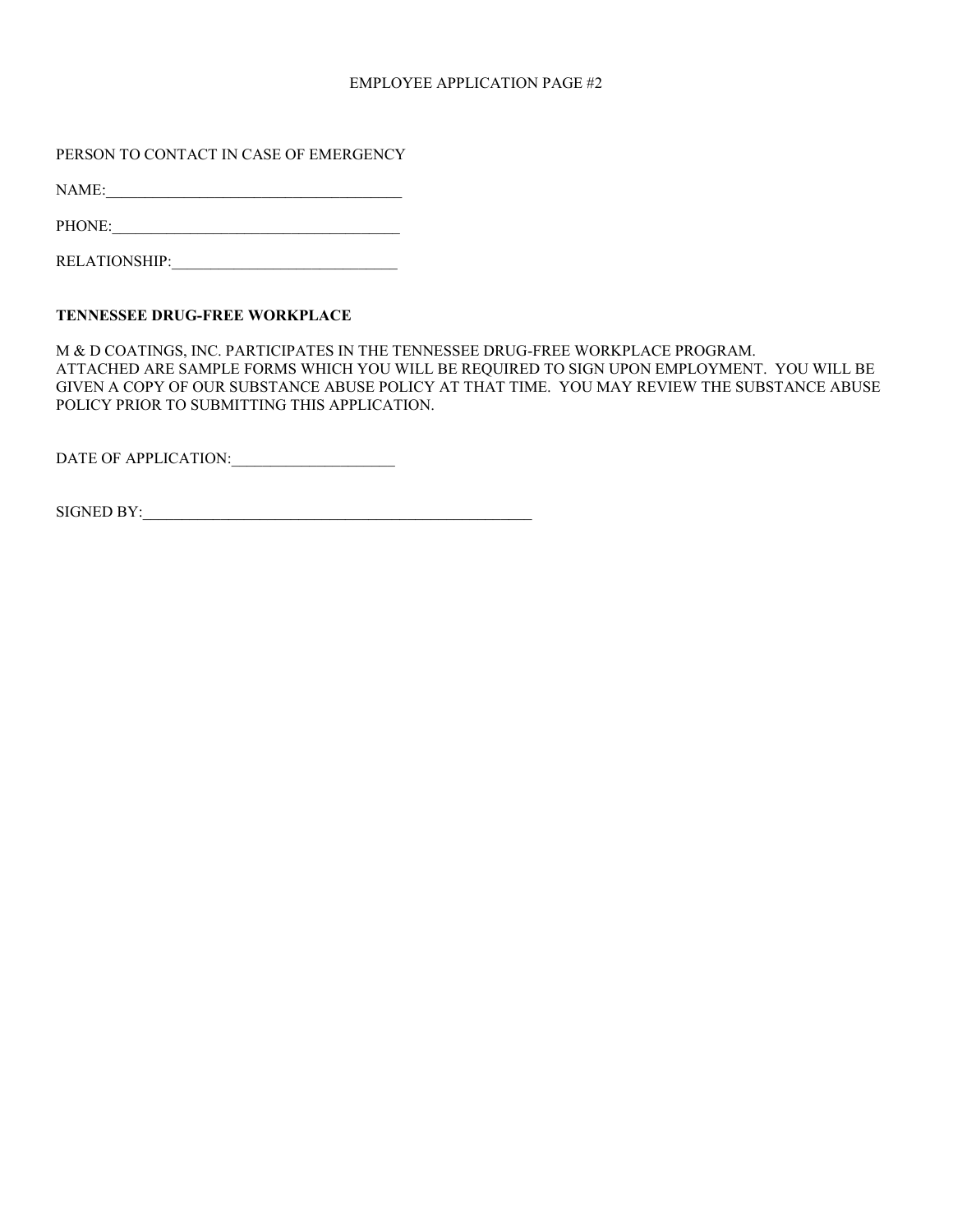EMPLOYEE APPLICATION PAGE #2

PERSON TO CONTACT IN CASE OF EMERGENCY

NAME:______________________________________

PHONE:_____________________________________

RELATIONSHIP:_____________________________

**TENNESSEE DRUG-FREE WORKPLACE**

M & D COATINGS, INC. PARTICIPATES IN THE TENNESSEE DRUG-FREE WORKPLACE PROGRAM. ATTACHED ARE SAMPLE FORMS WHICH YOU WILL BE REQUIRED TO SIGN UPON EMPLOYMENT. YOU WILL BE GIVEN A COPY OF OUR SUBSTANCE ABUSE POLICY AT THAT TIME. YOU MAY REVIEW THE SUBSTANCE ABUSE POLICY PRIOR TO SUBMITTING THIS APPLICATION.

DATE OF APPLICATION:_____________________

SIGNED BY:____________________________________________________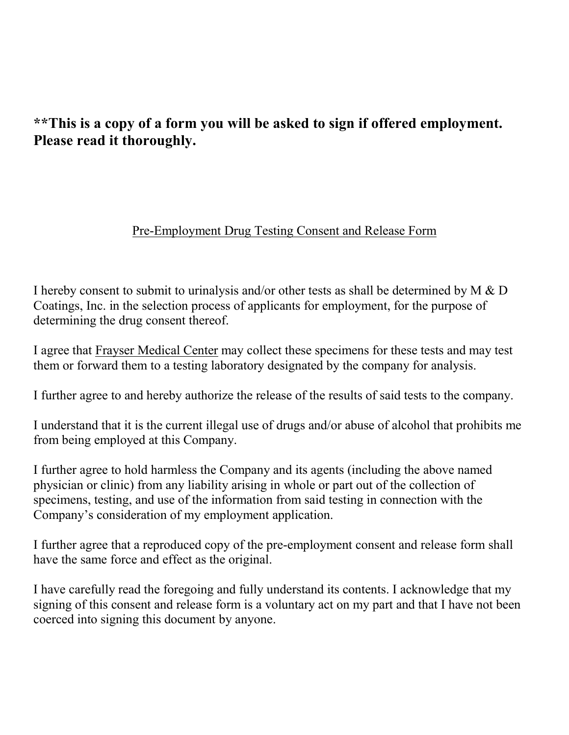**\*\*This is a copy of a form you will be asked to sign if offered employment. Please read it thoroughly.**

Pre-Employment Drug Testing Consent and Release Form

I hereby consent to submit to urinalysis and/or other tests as shall be determined by M & D Coatings, Inc. in the selection process of applicants for employment, for the purpose of determining the drug consent thereof.

I agree that Frayser Medical Center may collect these specimens for these tests and may test them or forward them to a testing laboratory designated by the company for analysis.

I further agree to and hereby authorize the release of the results of said tests to the company.

I understand that it is the current illegal use of drugs and/or abuse of alcohol that prohibits me from being employed at this Company.

I further agree to hold harmless the Company and its agents (including the above named physician or clinic) from any liability arising in whole or part out of the collection of specimens, testing, and use of the information from said testing in connection with the Company's consideration of my employment application.

I further agree that a reproduced copy of the pre-employment consent and release form shall have the same force and effect as the original.

I have carefully read the foregoing and fully understand its contents. I acknowledge that my signing of this consent and release form is a voluntary act on my part and that I have not been coerced into signing this document by anyone.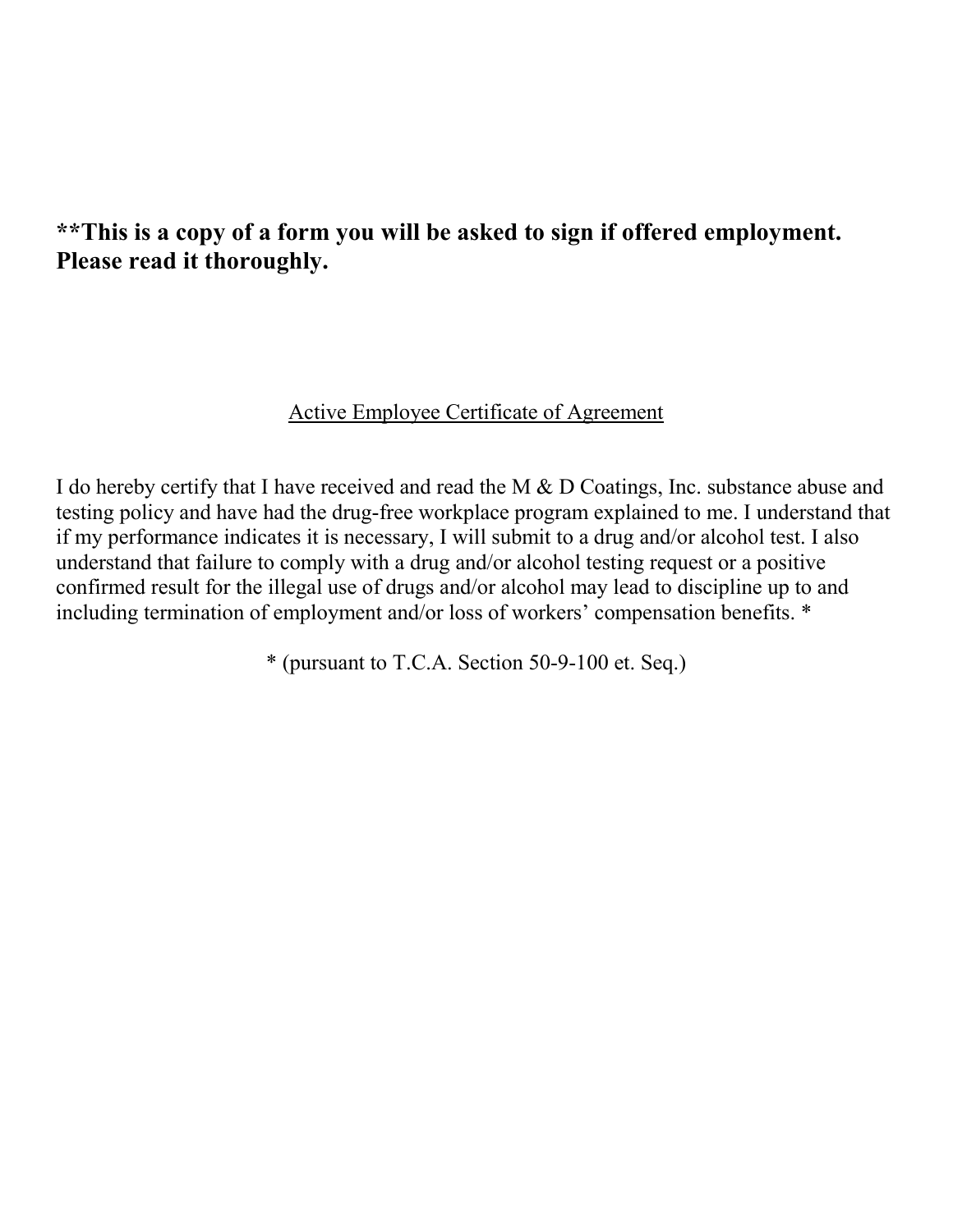**\*\*This is a copy of a form you will be asked to sign if offered employment. Please read it thoroughly.**

## Active Employee Certificate of Agreement

I do hereby certify that I have received and read the M & D Coatings, Inc. substance abuse and testing policy and have had the drug-free workplace program explained to me. I understand that if my performance indicates it is necessary, I will submit to a drug and/or alcohol test. I also understand that failure to comply with a drug and/or alcohol testing request or a positive confirmed result for the illegal use of drugs and/or alcohol may lead to discipline up to and including termination of employment and/or loss of workers' compensation benefits. *

\* (pursuant to T.C.A. Section 50-9-100 et. Seq.)